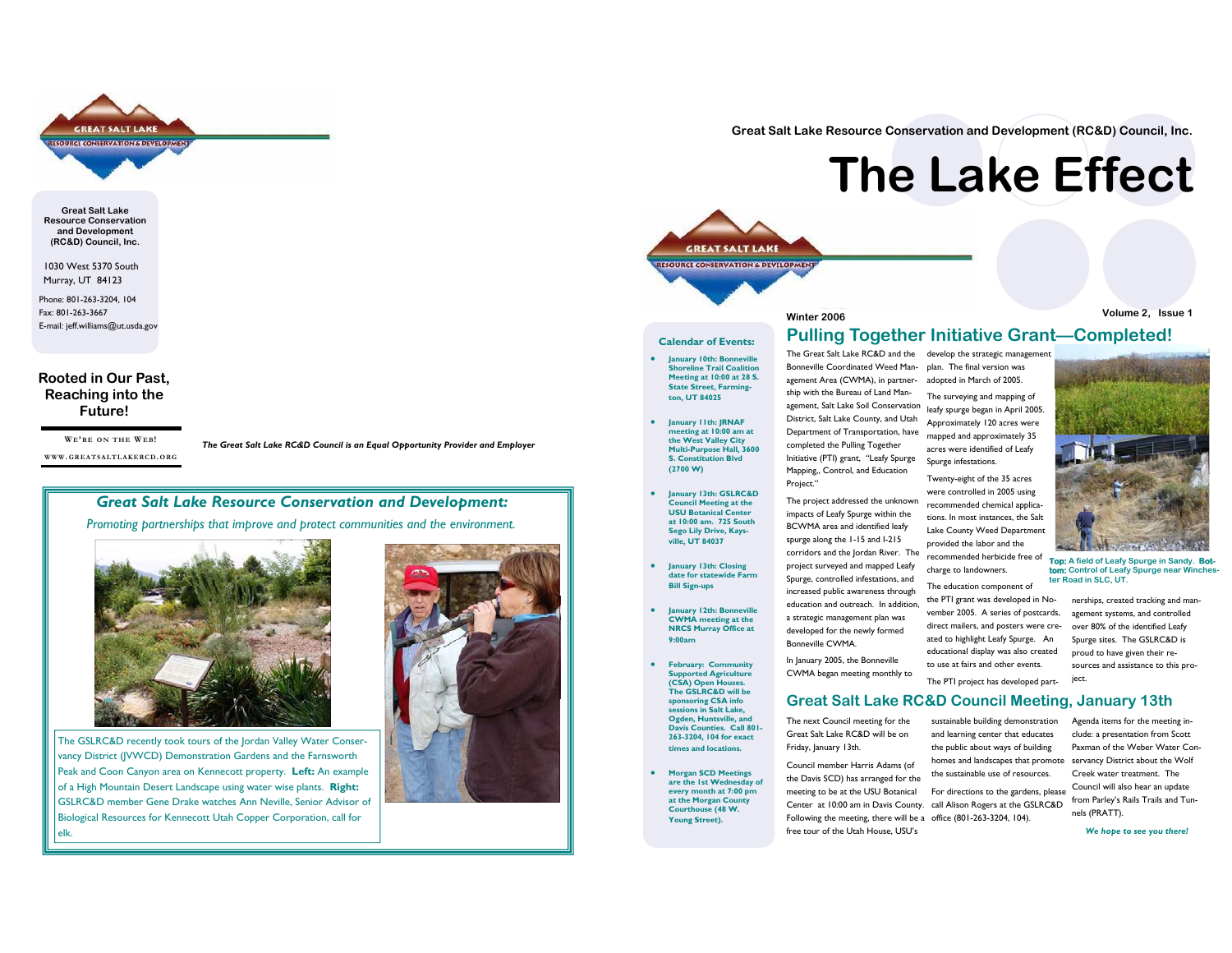Great Salt Lake Resource Conservation and Development (RC&D) Council, Inc.

1030 West 5370 South
Murray, UT 84123

Phone: 801-263-3204, 104
Fax: 801-263-3667
E-mail: jeff.williams@ut.usda.gov

**Rooted in Our Past, Reaching into the Future!**

WE'RE ON THE WEB!
WWW.GREATSALTLAKERCD.ORG

*The Great Salt Lake RC&D Council is an Equal Opportunity Provider and Employer*

## *Great Salt Lake Resource Conservation and Development:*

*Promoting partnerships that improve and protect communities and the environment.*

The GSLRC&D recently took tours of the Jordan Valley Water Conservancy District (JVWCD) Demonstration Gardens and the Farnsworth Peak and Coon Canyon area on Kennecott property. **Left:** An example of a High Mountain Desert Landscape using water wise plants. **Right:** GSLRC&D member Gene Drake watches Ann Neville, Senior Advisor of Biological Resources for Kennecott Utah Copper Corporation, call for elk.

Great Salt Lake Resource Conservation and Development (RC&D) Council, Inc.

# The Lake Effect

Winter 2006 — Volume 2, Issue 1

### Calendar of Events:

- **January 10th: Bonneville Shoreline Trail Coalition Meeting at 10:00 at 28 S. State Street, Farmington, UT 84025**
- **January 11th: JRNAF meeting at 10:00 am at the West Valley City Multi-Purpose Hall, 3600 S. Constitution Blvd (2700 W)**
- **January 13th: GSLRC&D Council Meeting at the USU Botanical Center at 10:00 am. 725 South Sego Lily Drive, Kaysville, UT 84037**
- **January 13th: Closing date for statewide Farm Bill Sign-ups**
- **January 12th: Bonneville CWMA meeting at the NRCS Murray Office at 9:00am**
- **February: Community Supported Agriculture (CSA) Open Houses. The GSLRC&D will be sponsoring CSA info sessions in Salt Lake, Ogden, Huntsville, and Davis Counties. Call 801-263-3204, 104 for exact times and locations.**
- **Morgan SCD Meetings are the 1st Wednesday of every month at 7:00 pm at the Morgan County Courthouse (48 W. Young Street).**

## Pulling Together Initiative Grant—Completed!

The Great Salt Lake RC&D and the Bonneville Coordinated Weed Management Area (CWMA), in partnership with the Bureau of Land Management, Salt Lake Soil Conservation District, Salt Lake County, and Utah Department of Transportation, have completed the Pulling Together Initiative (PTI) grant, "Leafy Spurge Mapping,, Control, and Education Project."

The project addressed the unknown impacts of Leafy Spurge within the BCWMA area and identified leafy spurge along the I-15 and I-215 corridors and the Jordan River. The project surveyed and mapped Leafy Spurge, controlled infestations, and increased public awareness through education and outreach. In addition, a strategic management plan was developed for the newly formed Bonneville CWMA.

In January 2005, the Bonneville CWMA began meeting monthly to develop the strategic management plan. The final version was adopted in March of 2005.

The surveying and mapping of leafy spurge began in April 2005. Approximately 120 acres were mapped and approximately 35 acres were identified of Leafy Spurge infestations.

Twenty-eight of the 35 acres were controlled in 2005 using recommended chemical applications. In most instances, the Salt Lake County Weed Department provided the labor and the recommended herbicide free of charge to landowners.

The education component of the PTI grant was developed in November 2005. A series of postcards, direct mailers, and posters were created to highlight Leafy Spurge. An educational display was also created to use at fairs and other events.

The PTI project has developed partnerships, created tracking and management systems, and controlled over 80% of the identified Leafy Spurge sites. The GSLRC&D is proud to have given their resources and assistance to this project.

**Top:** A field of Leafy Spurge in Sandy. **Bottom:** Control of Leafy Spurge near Winchester Road in SLC, UT.

## Great Salt Lake RC&D Council Meeting, January 13th

The next Council meeting for the Great Salt Lake RC&D will be on Friday, January 13th.

Council member Harris Adams (of the Davis SCD) has arranged for the meeting to be at the USU Botanical Center at 10:00 am in Davis County. Following the meeting, there will be a free tour of the Utah House, USU's sustainable building demonstration and learning center that educates the public about ways of building homes and landscapes that promote the sustainable use of resources.

For directions to the gardens, please call Alison Rogers at the GSLRC&D office (801-263-3204, 104).

Agenda items for the meeting include: a presentation from Scott Paxman of the Weber Water Conservancy District about the Wolf Creek water treatment. The Council will also hear an update from Parley's Rails Trails and Tunnels (PRATT).

***We hope to see you there!***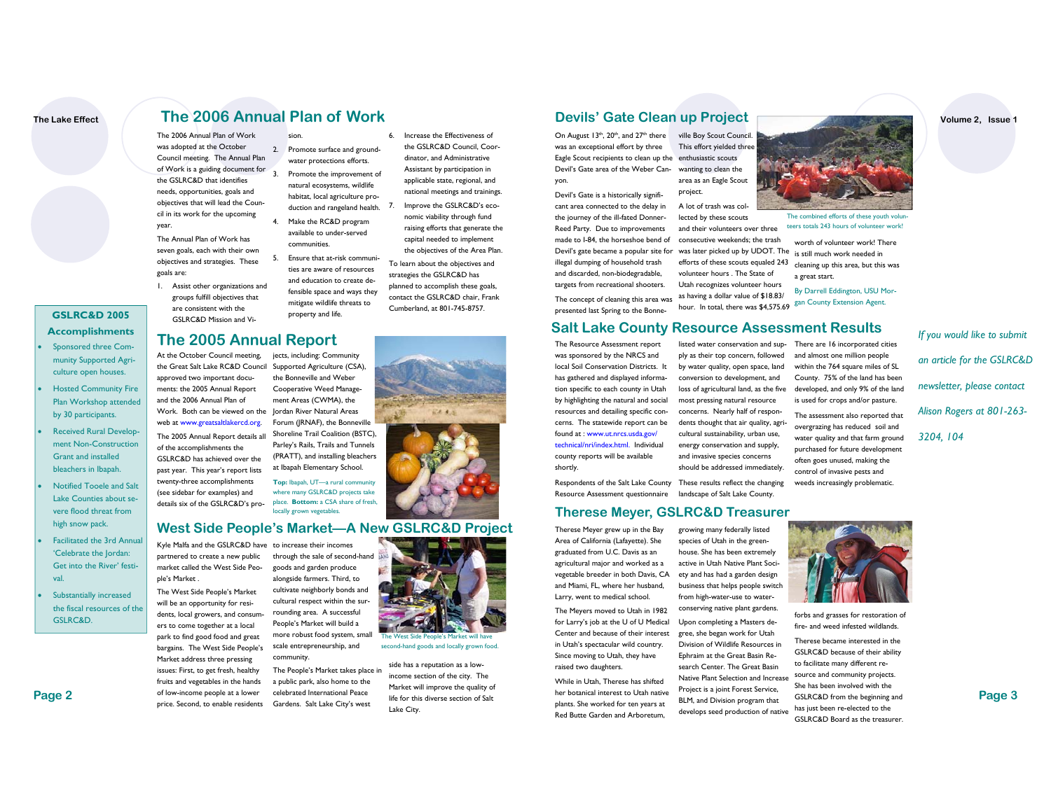## The 2006 Annual Plan of Work

The 2006 Annual Plan of Work was adopted at the October Council meeting. The Annual Plan of Work is a guiding document for the GSLRC&D that identifies needs, opportunities, goals and objectives that will lead the Council in its work for the upcoming year.

The Annual Plan of Work has seven goals, each with their own objectives and strategies. These goals are:

1. Assist other organizations and groups fulfill objectives that are consistent with the GSLRC&D Mission and Vision.
2. Promote surface and groundwater protections efforts.
3. Promote the improvement of natural ecosystems, wildlife habitat, local agriculture production and rangeland health.
4. Make the RC&D program available to under-served communities.
5. Ensure that at-risk communities are aware of resources and education to create defensible space and ways they mitigate wildlife threats to property and life.
6. Increase the Effectiveness of the GSLRC&D Council, Coordinator, and Administrative Assistant by participation in applicable state, regional, and national meetings and trainings.
7. Improve the GSLRC&D's economic viability through fund raising efforts that generate the capital needed to implement the objectives of the Area Plan.

To learn about the objectives and strategies the GSLRC&D has planned to accomplish these goals, contact the GSLRC&D chair, Frank Cumberland, at 801-745-8757.

### GSLRC&D 2005 Accomplishments

- Sponsored three Community Supported Agriculture open houses.
- Hosted Community Fire Plan Workshop attended by 30 participants.
- Received Rural Development Non-Construction Grant and installed bleachers in Ibapah.
- Notified Tooele and Salt Lake Counties about severe flood threat from high snow pack.
- Facilitated the 3rd Annual 'Celebrate the Jordan: Get into the River' festival.
- Substantially increased the fiscal resources of the GSLRC&D.

## The 2005 Annual Report

At the October Council meeting, the Great Salt Lake RC&D Council approved two important documents: the 2005 Annual Report and the 2006 Annual Plan of Work. Both can be viewed on the web at www.greatsaltlakercd.org.

The 2005 Annual Report details all of the accomplishments the GSLRC&D has achieved over the past year. This year's report lists twenty-three accomplishments (see sidebar for examples) and details six of the GSLRC&D's projects, including: Community Supported Agriculture (CSA), the Bonneville and Weber Cooperative Weed Management Areas (CWMA), the Jordan River Natural Areas Forum (JRNAF), the Bonneville Shoreline Trail Coalition (BSTC), Parley's Rails, Trails and Tunnels (PRATT), and installing bleachers at Ibapah Elementary School.

**Top:** Ibapah, UT—a rural community where many GSLRC&D projects take place. **Bottom:** a CSA share of fresh, locally grown vegetables.

## West Side People's Market—A New GSLRC&D Project

Kyle Malfa and the GSLRC&D have partnered to create a new public market called the West Side People's Market .

The West Side People's Market will be an opportunity for residents, local growers, and consumers to come together at a local park to find good food and great bargains. The West Side People's Market address three pressing issues: First, to get fresh, healthy fruits and vegetables in the hands of low-income people at a lower price. Second, to enable residents to increase their incomes through the sale of second-hand goods and garden produce alongside farmers. Third, to cultivate neighborly bonds and cultural respect within the surrounding area. A successful People's Market will build a more robust food system, small scale entrepreneurship, and community.

The People's Market takes place in a public park, also home to the celebrated International Peace Gardens. Salt Lake City's west side has a reputation as a low-income section of the city. The Market will improve the quality of life for this diverse section of Salt Lake City.

The West Side People's Market will have second-hand goods and locally grown food.

## Devils' Gate Clean up Project

On August 13th, 20th, and 27th there was an exceptional effort by three Eagle Scout recipients to clean up the Devil's Gate area of the Weber Canyon.

Devil's Gate is a historically significant area connected to the delay in the journey of the ill-fated Donner-Reed Party. Due to improvements made to I-84, the horseshoe bend of Devil's gate became a popular site for illegal dumping of household trash and discarded, non-biodegradable, targets from recreational shooters.

The concept of cleaning this area was presented last Spring to the Bonneville Boy Scout Council. This effort yielded three enthusiastic scouts wanting to clean the area as an Eagle Scout project.

A lot of trash was collected by these scouts and their volunteers over three consecutive weekends; the trash was later picked up by UDOT. The efforts of these scouts equaled 243 volunteer hours . The State of Utah recognizes volunteer hours as having a dollar value of $18.83/hour. In total, there was $4,575.69 worth of volunteer work! There is still much work needed in cleaning up this area, but this was a great start.

The combined efforts of these youth volunteers totals 243 hours of volunteer work!

By Darrell Eddington, USU Morgan County Extension Agent.

## Salt Lake County Resource Assessment Results

The Resource Assessment report was sponsored by the NRCS and local Soil Conservation Districts. It has gathered and displayed information specific to each county in Utah by highlighting the natural and social resources and detailing specific concerns. The statewide report can be found at : www.ut.nrcs.usda.gov/technical/nri/index.html. Individual county reports will be available shortly.

Respondents of the Salt Lake County Resource Assessment questionnaire listed water conservation and supply as their top concern, followed by water quality, open space, land conversion to development, and loss of agricultural land, as the five most pressing natural resource concerns. Nearly half of respondents thought that air quality, agricultural sustainability, urban use, energy conservation and supply, and invasive species concerns should be addressed immediately.

These results reflect the changing landscape of Salt Lake County.

There are 16 incorporated cities and almost one million people within the 764 square miles of SL County. 75% of the land has been developed, and only 9% of the land is used for crops and/or pasture.

The assessment also reported that overgrazing has reduced soil and water quality and that farm ground purchased for future development often goes unused, making the control of invasive pests and weeds increasingly problematic.

*If you would like to submit an article for the GSLRC&D newsletter, please contact Alison Rogers at 801-263-3204, 104*

## Therese Meyer, GSLRC&D Treasurer

Therese Meyer grew up in the Bay Area of California (Lafayette). She graduated from U.C. Davis as an agricultural major and worked as a vegetable breeder in both Davis, CA and Miami, FL, where her husband, Larry, went to medical school.

The Meyers moved to Utah in 1982 for Larry's job at the U of U Medical Center and because of their interest in Utah's spectacular wild country. Since moving to Utah, they have raised two daughters.

While in Utah, Therese has shifted her botanical interest to Utah native plants. She worked for ten years at Red Butte Garden and Arboretum, growing many federally listed species of Utah in the greenhouse. She has been extremely active in Utah Native Plant Society and has had a garden design business that helps people switch from high-water-use to water-conserving native plant gardens.

Upon completing a Masters degree, she began work for Utah Division of Wildlife Resources in Ephraim at the Great Basin Research Center. The Great Basin Native Plant Selection and Increase Project is a joint Forest Service, BLM, and Division program that develops seed production of native forbs and grasses for restoration of fire- and weed infested wildlands.

Therese became interested in the GSLRC&D because of their ability to facilitate many different resource and community projects. She has been involved with the GSLRC&D from the beginning and has just been re-elected to the GSLRC&D Board as the treasurer.